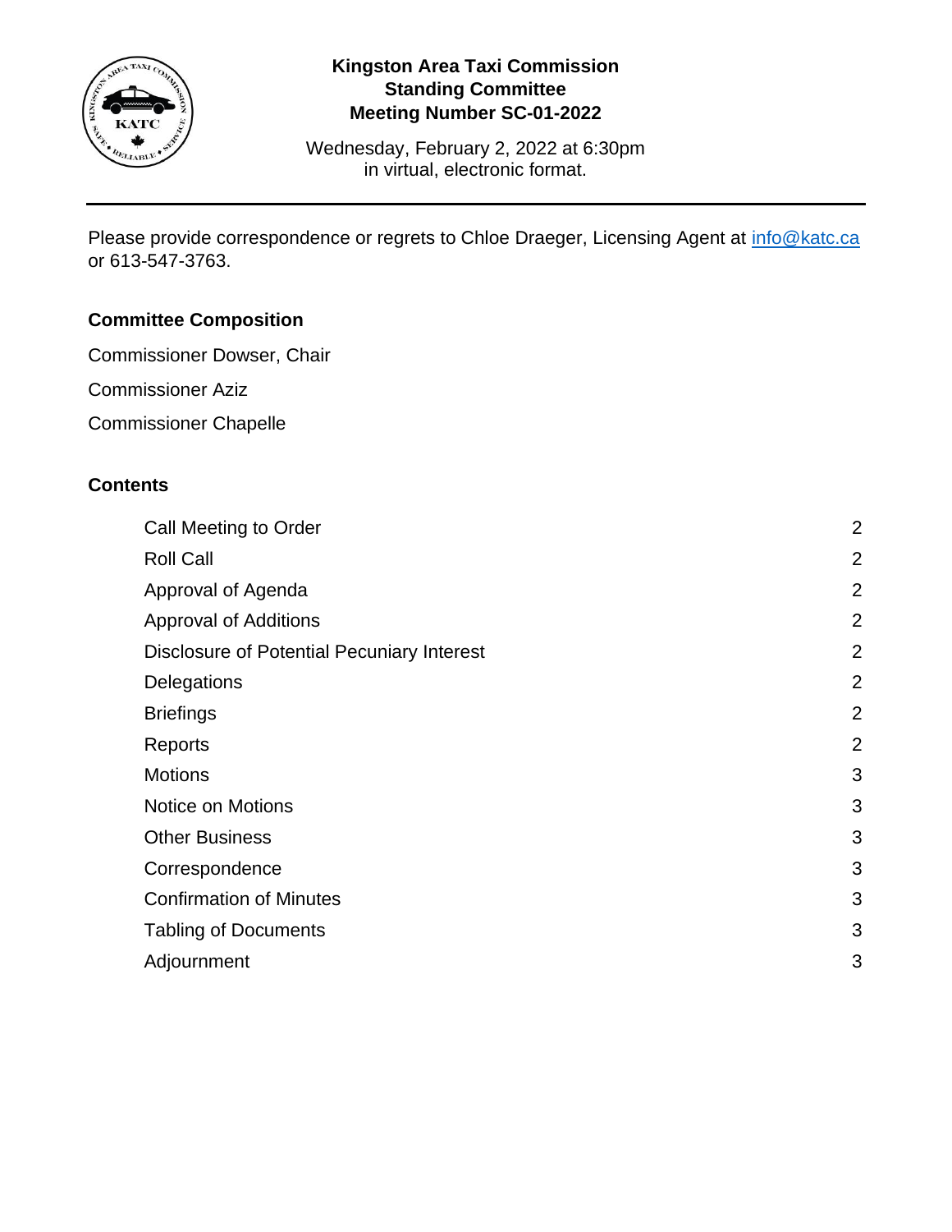# Kingston Area Taxi Commission
## Standing Committee
## Meeting Number SC-01-2022

Wednesday, February 2, 2022 at 6:30pm
in virtual, electronic format.

---

Please provide correspondence or regrets to Chloe Draeger, Licensing Agent at [info@katc.ca](mailto:info@katc.ca) or 613-547-3763.

### Committee Composition

Commissioner Dowser, Chair

Commissioner Aziz

Commissioner Chapelle

### Contents

| | |
|---|---|
| Call Meeting to Order | 2 |
| Roll Call | 2 |
| Approval of Agenda | 2 |
| Approval of Additions | 2 |
| Disclosure of Potential Pecuniary Interest | 2 |
| Delegations | 2 |
| Briefings | 2 |
| Reports | 2 |
| Motions | 3 |
| Notice on Motions | 3 |
| Other Business | 3 |
| Correspondence | 3 |
| Confirmation of Minutes | 3 |
| Tabling of Documents | 3 |
| Adjournment | 3 |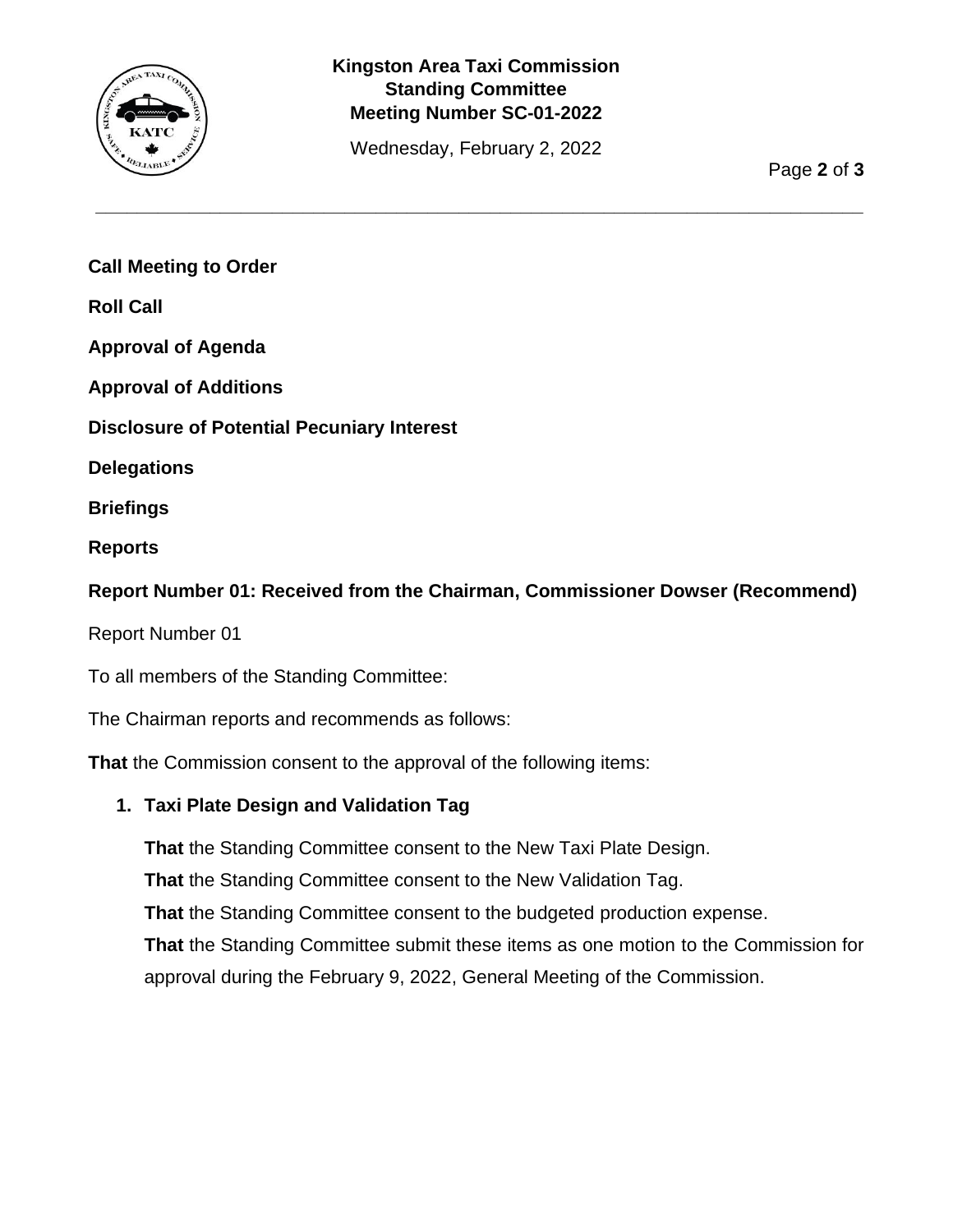**Call Meeting to Order**

**Roll Call**

**Approval of Agenda**

**Approval of Additions**

**Disclosure of Potential Pecuniary Interest**

**Delegations**

**Briefings**

**Reports**

**Report Number 01: Received from the Chairman, Commissioner Dowser (Recommend)**

Report Number 01

To all members of the Standing Committee:

The Chairman reports and recommends as follows:

**That** the Commission consent to the approval of the following items:

1. **Taxi Plate Design and Validation Tag**

   **That** the Standing Committee consent to the New Taxi Plate Design.

   **That** the Standing Committee consent to the New Validation Tag.

   **That** the Standing Committee consent to the budgeted production expense.

   **That** the Standing Committee submit these items as one motion to the Commission for approval during the February 9, 2022, General Meeting of the Commission.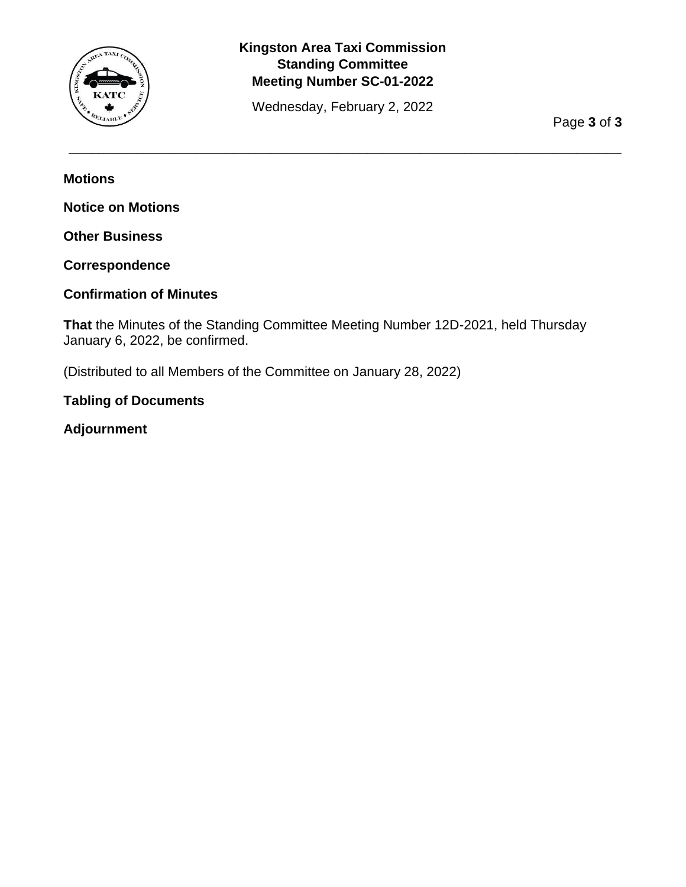**Motions**

**Notice on Motions**

**Other Business**

**Correspondence**

**Confirmation of Minutes**

**That** the Minutes of the Standing Committee Meeting Number 12D-2021, held Thursday January 6, 2022, be confirmed.

(Distributed to all Members of the Committee on January 28, 2022)

**Tabling of Documents**

**Adjournment**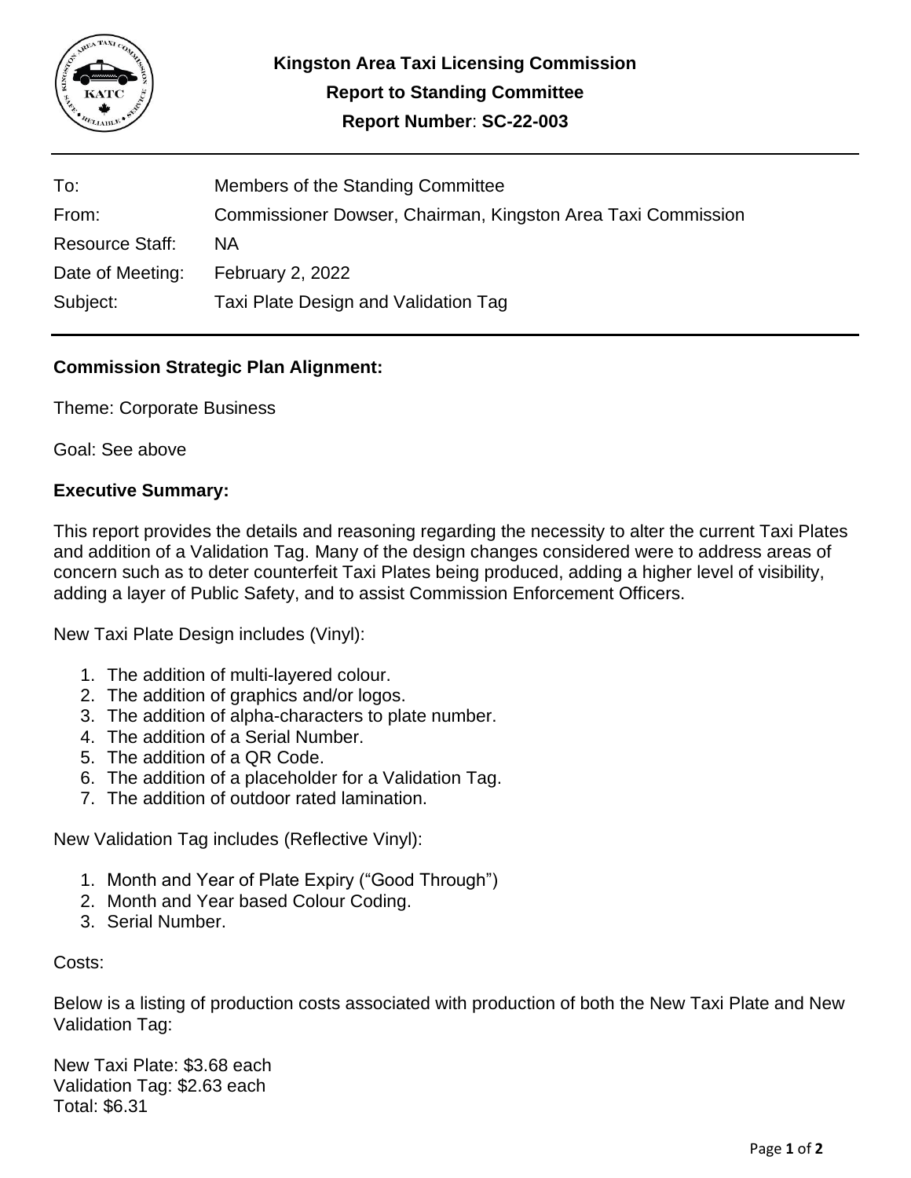# Kingston Area Taxi Licensing Commission

## Report to Standing Committee

## Report Number: SC-22-003

| | |
|---|---|
| To: | Members of the Standing Committee |
| From: | Commissioner Dowser, Chairman, Kingston Area Taxi Commission |
| Resource Staff: | NA |
| Date of Meeting: | February 2, 2022 |
| Subject: | Taxi Plate Design and Validation Tag |

### Commission Strategic Plan Alignment:

Theme: Corporate Business

Goal: See above

### Executive Summary:

This report provides the details and reasoning regarding the necessity to alter the current Taxi Plates and addition of a Validation Tag. Many of the design changes considered were to address areas of concern such as to deter counterfeit Taxi Plates being produced, adding a higher level of visibility, adding a layer of Public Safety, and to assist Commission Enforcement Officers.

New Taxi Plate Design includes (Vinyl):

1. The addition of multi-layered colour.
2. The addition of graphics and/or logos.
3. The addition of alpha-characters to plate number.
4. The addition of a Serial Number.
5. The addition of a QR Code.
6. The addition of a placeholder for a Validation Tag.
7. The addition of outdoor rated lamination.

New Validation Tag includes (Reflective Vinyl):

1. Month and Year of Plate Expiry ("Good Through")
2. Month and Year based Colour Coding.
3. Serial Number.

Costs:

Below is a listing of production costs associated with production of both the New Taxi Plate and New Validation Tag:

New Taxi Plate: $3.68 each
Validation Tag: $2.63 each
Total: $6.31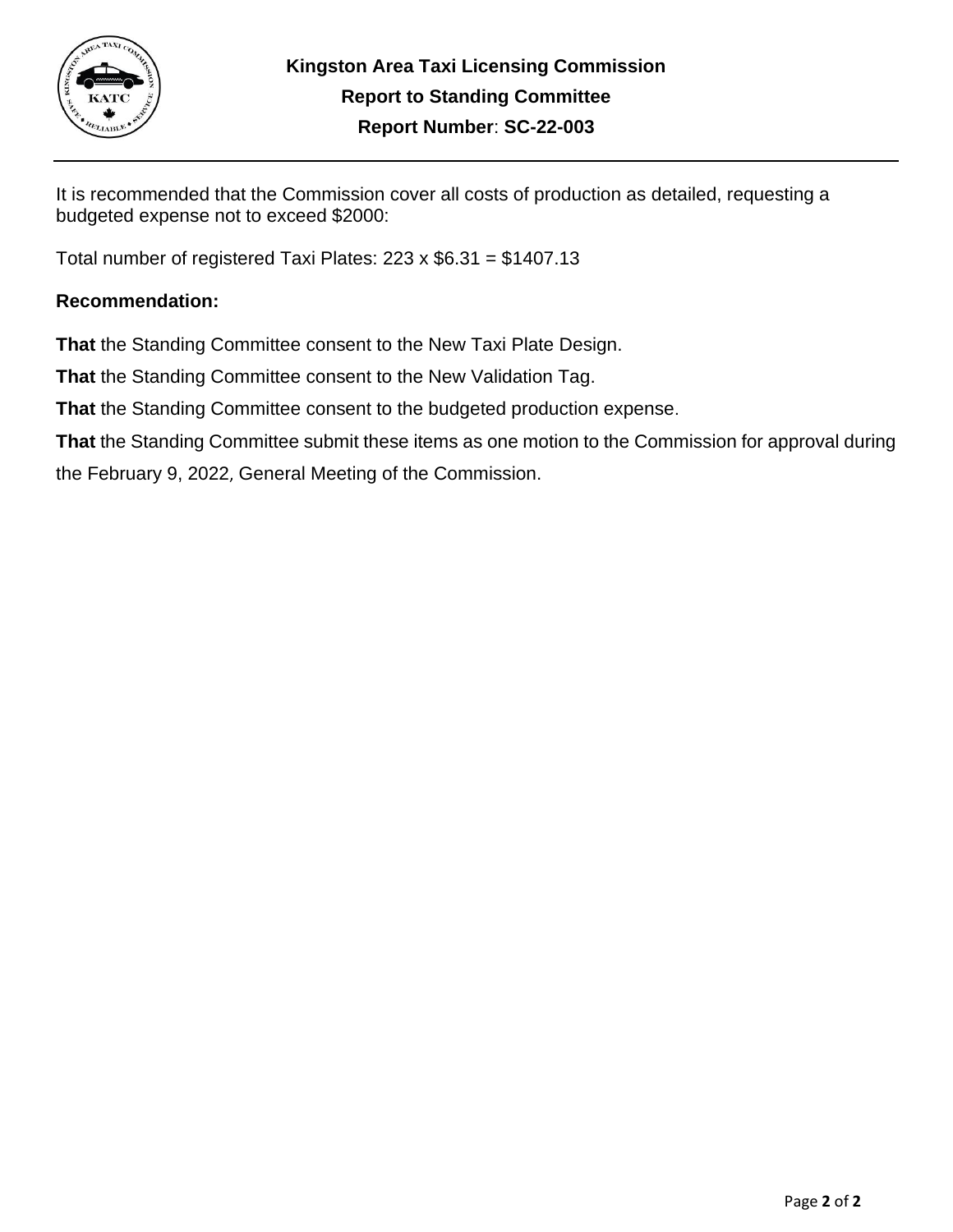It is recommended that the Commission cover all costs of production as detailed, requesting a budgeted expense not to exceed $2000:

Total number of registered Taxi Plates: 223 x $6.31 = $1407.13

**Recommendation:**

**That** the Standing Committee consent to the New Taxi Plate Design.

**That** the Standing Committee consent to the New Validation Tag.

**That** the Standing Committee consent to the budgeted production expense.

**That** the Standing Committee submit these items as one motion to the Commission for approval during the February 9, 2022, General Meeting of the Commission.